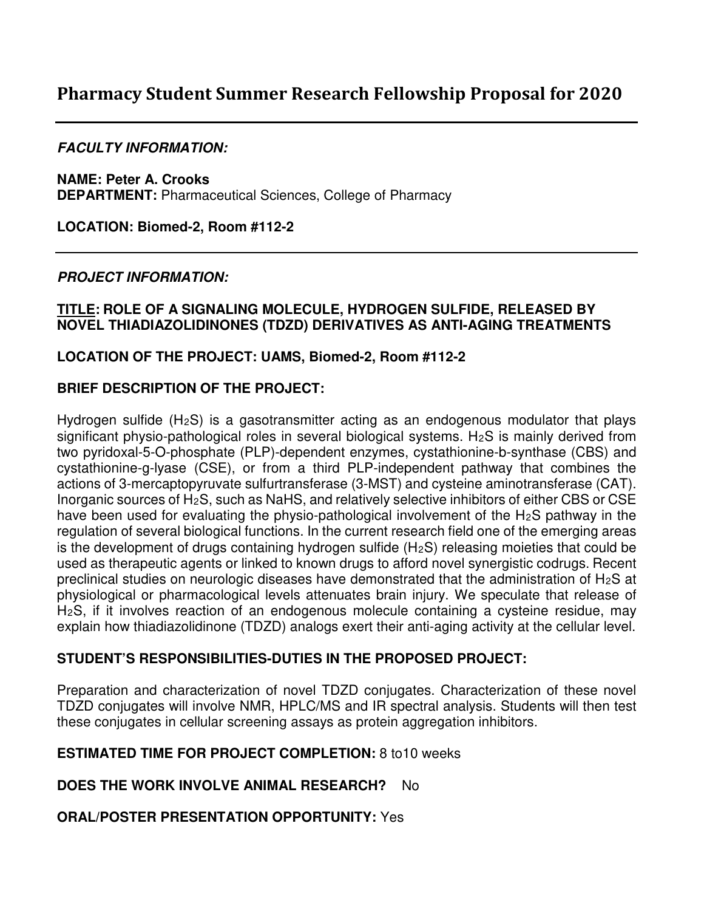# Pharmacy Student Summer Research Fellowship Proposal for 2020

***FACULTY INFORMATION:***

**NAME: Peter A. Crooks**
**DEPARTMENT:** Pharmaceutical Sciences, College of Pharmacy

**LOCATION: Biomed-2, Room #112-2**

***PROJECT INFORMATION:***

**<u>TITLE</u>: ROLE OF A SIGNALING MOLECULE, HYDROGEN SULFIDE, RELEASED BY NOVEL THIADIAZOLIDINONES (TDZD) DERIVATIVES AS ANTI-AGING TREATMENTS**

**LOCATION OF THE PROJECT: UAMS, Biomed-2, Room #112-2**

**BRIEF DESCRIPTION OF THE PROJECT:**

Hydrogen sulfide ($H_2S$) is a gasotransmitter acting as an endogenous modulator that plays significant physio-pathological roles in several biological systems. $H_2S$ is mainly derived from two pyridoxal-5-O-phosphate (PLP)-dependent enzymes, cystathionine-b-synthase (CBS) and cystathionine-g-lyase (CSE), or from a third PLP-independent pathway that combines the actions of 3-mercaptopyruvate sulfurtransferase (3-MST) and cysteine aminotransferase (CAT). Inorganic sources of $H_2S$, such as NaHS, and relatively selective inhibitors of either CBS or CSE have been used for evaluating the physio-pathological involvement of the $H_2S$ pathway in the regulation of several biological functions. In the current research field one of the emerging areas is the development of drugs containing hydrogen sulfide ($H_2S$) releasing moieties that could be used as therapeutic agents or linked to known drugs to afford novel synergistic codrugs. Recent preclinical studies on neurologic diseases have demonstrated that the administration of $H_2S$ at physiological or pharmacological levels attenuates brain injury. We speculate that release of $H_2S$, if it involves reaction of an endogenous molecule containing a cysteine residue, may explain how thiadiazolidinone (TDZD) analogs exert their anti-aging activity at the cellular level.

**STUDENT'S RESPONSIBILITIES-DUTIES IN THE PROPOSED PROJECT:**

Preparation and characterization of novel TDZD conjugates. Characterization of these novel TDZD conjugates will involve NMR, HPLC/MS and IR spectral analysis. Students will then test these conjugates in cellular screening assays as protein aggregation inhibitors.

**ESTIMATED TIME FOR PROJECT COMPLETION:** 8 to10 weeks

**DOES THE WORK INVOLVE ANIMAL RESEARCH?** No

**ORAL/POSTER PRESENTATION OPPORTUNITY:** Yes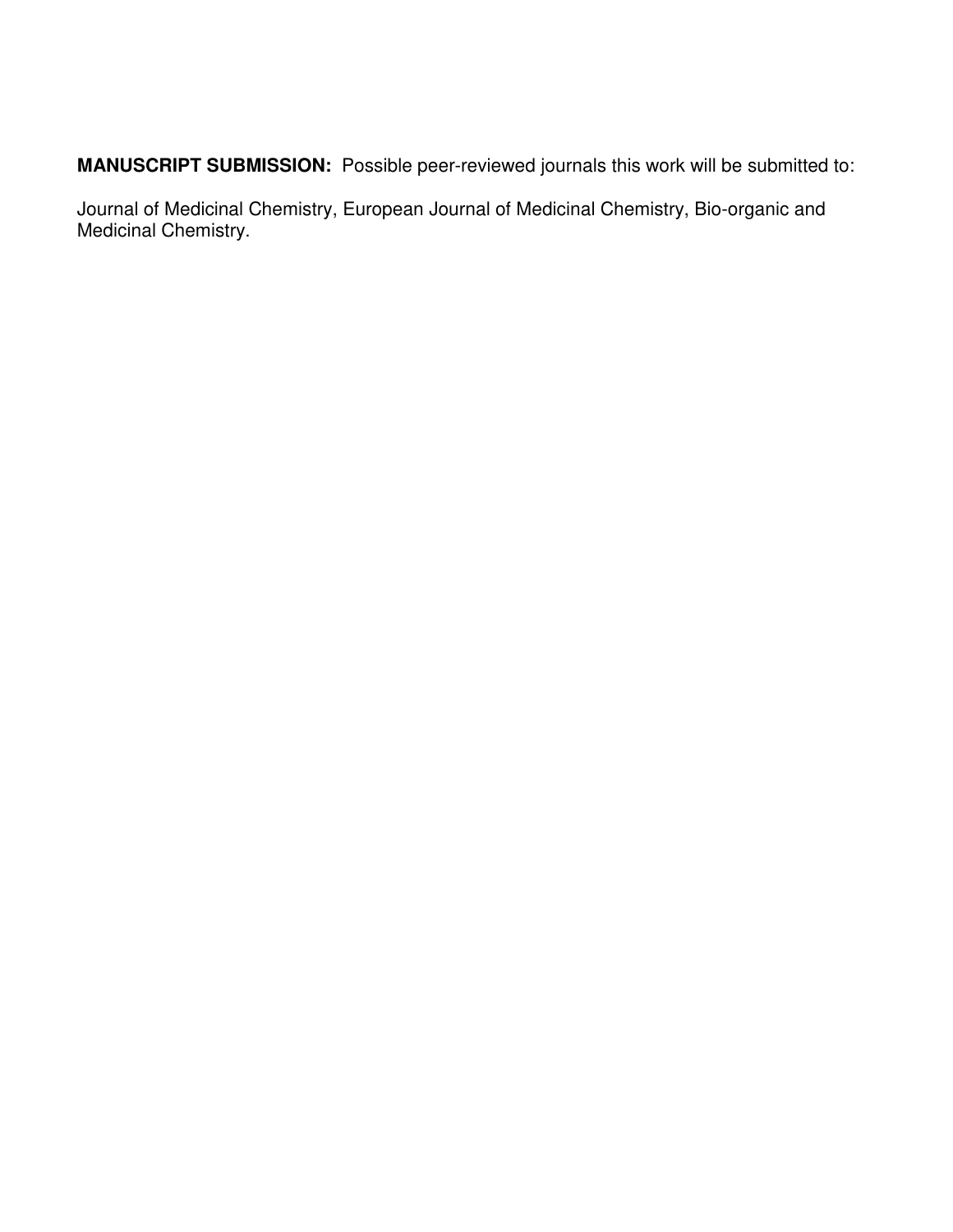**MANUSCRIPT SUBMISSION:** Possible peer-reviewed journals this work will be submitted to:

Journal of Medicinal Chemistry, European Journal of Medicinal Chemistry, Bio-organic and Medicinal Chemistry.